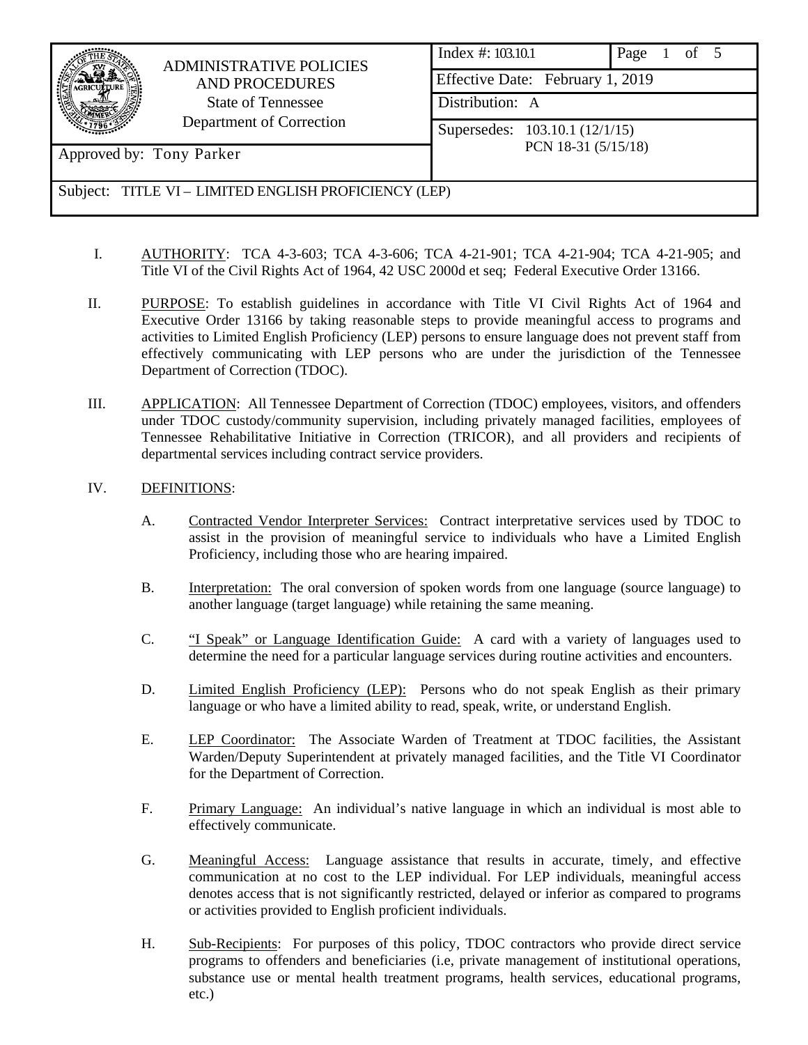| ADMINISTRATIVE POLICIES AND PROCEDURES State of Tennessee Department of Correction | Index #: 103.10.1 | Page 1 of 5 |
|---|---|---|
| | Effective Date: February 1, 2019 | |
| | Distribution: A | |
| Approved by: Tony Parker | Supersedes: 103.10.1 (12/1/15) PCN 18-31 (5/15/18) | |
| Subject: TITLE VI – LIMITED ENGLISH PROFICIENCY (LEP) | | |

I. AUTHORITY: TCA 4-3-603; TCA 4-3-606; TCA 4-21-901; TCA 4-21-904; TCA 4-21-905; and Title VI of the Civil Rights Act of 1964, 42 USC 2000d et seq; Federal Executive Order 13166.

II. PURPOSE: To establish guidelines in accordance with Title VI Civil Rights Act of 1964 and Executive Order 13166 by taking reasonable steps to provide meaningful access to programs and activities to Limited English Proficiency (LEP) persons to ensure language does not prevent staff from effectively communicating with LEP persons who are under the jurisdiction of the Tennessee Department of Correction (TDOC).

III. APPLICATION: All Tennessee Department of Correction (TDOC) employees, visitors, and offenders under TDOC custody/community supervision, including privately managed facilities, employees of Tennessee Rehabilitative Initiative in Correction (TRICOR), and all providers and recipients of departmental services including contract service providers.

IV. DEFINITIONS:

A. Contracted Vendor Interpreter Services: Contract interpretative services used by TDOC to assist in the provision of meaningful service to individuals who have a Limited English Proficiency, including those who are hearing impaired.

B. Interpretation: The oral conversion of spoken words from one language (source language) to another language (target language) while retaining the same meaning.

C. "I Speak" or Language Identification Guide: A card with a variety of languages used to determine the need for a particular language services during routine activities and encounters.

D. Limited English Proficiency (LEP): Persons who do not speak English as their primary language or who have a limited ability to read, speak, write, or understand English.

E. LEP Coordinator: The Associate Warden of Treatment at TDOC facilities, the Assistant Warden/Deputy Superintendent at privately managed facilities, and the Title VI Coordinator for the Department of Correction.

F. Primary Language: An individual's native language in which an individual is most able to effectively communicate.

G. Meaningful Access: Language assistance that results in accurate, timely, and effective communication at no cost to the LEP individual. For LEP individuals, meaningful access denotes access that is not significantly restricted, delayed or inferior as compared to programs or activities provided to English proficient individuals.

H. Sub-Recipients: For purposes of this policy, TDOC contractors who provide direct service programs to offenders and beneficiaries (i.e, private management of institutional operations, substance use or mental health treatment programs, health services, educational programs, etc.)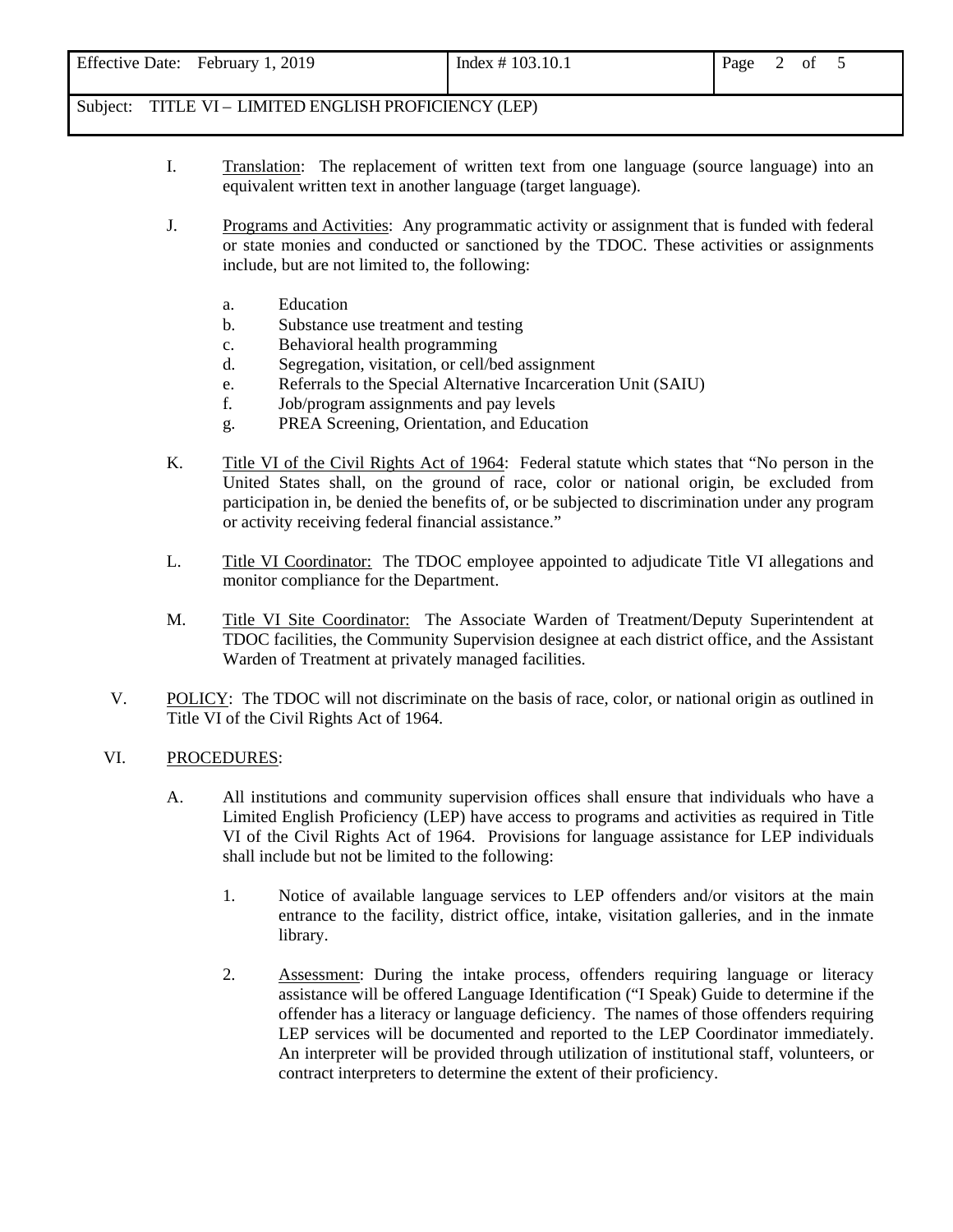I. <u>Translation</u>: The replacement of written text from one language (source language) into an equivalent written text in another language (target language).

J. <u>Programs and Activities</u>: Any programmatic activity or assignment that is funded with federal or state monies and conducted or sanctioned by the TDOC. These activities or assignments include, but are not limited to, the following:

a. Education
b. Substance use treatment and testing
c. Behavioral health programming
d. Segregation, visitation, or cell/bed assignment
e. Referrals to the Special Alternative Incarceration Unit (SAIU)
f. Job/program assignments and pay levels
g. PREA Screening, Orientation, and Education

K. <u>Title VI of the Civil Rights Act of 1964</u>: Federal statute which states that "No person in the United States shall, on the ground of race, color or national origin, be excluded from participation in, be denied the benefits of, or be subjected to discrimination under any program or activity receiving federal financial assistance."

L. <u>Title VI Coordinator:</u> The TDOC employee appointed to adjudicate Title VI allegations and monitor compliance for the Department.

M. <u>Title VI Site Coordinator:</u> The Associate Warden of Treatment/Deputy Superintendent at TDOC facilities, the Community Supervision designee at each district office, and the Assistant Warden of Treatment at privately managed facilities.

V. <u>POLICY</u>: The TDOC will not discriminate on the basis of race, color, or national origin as outlined in Title VI of the Civil Rights Act of 1964.

VI. <u>PROCEDURES</u>:

A. All institutions and community supervision offices shall ensure that individuals who have a Limited English Proficiency (LEP) have access to programs and activities as required in Title VI of the Civil Rights Act of 1964. Provisions for language assistance for LEP individuals shall include but not be limited to the following:

1. Notice of available language services to LEP offenders and/or visitors at the main entrance to the facility, district office, intake, visitation galleries, and in the inmate library.

2. <u>Assessment</u>: During the intake process, offenders requiring language or literacy assistance will be offered Language Identification ("I Speak) Guide to determine if the offender has a literacy or language deficiency. The names of those offenders requiring LEP services will be documented and reported to the LEP Coordinator immediately. An interpreter will be provided through utilization of institutional staff, volunteers, or contract interpreters to determine the extent of their proficiency.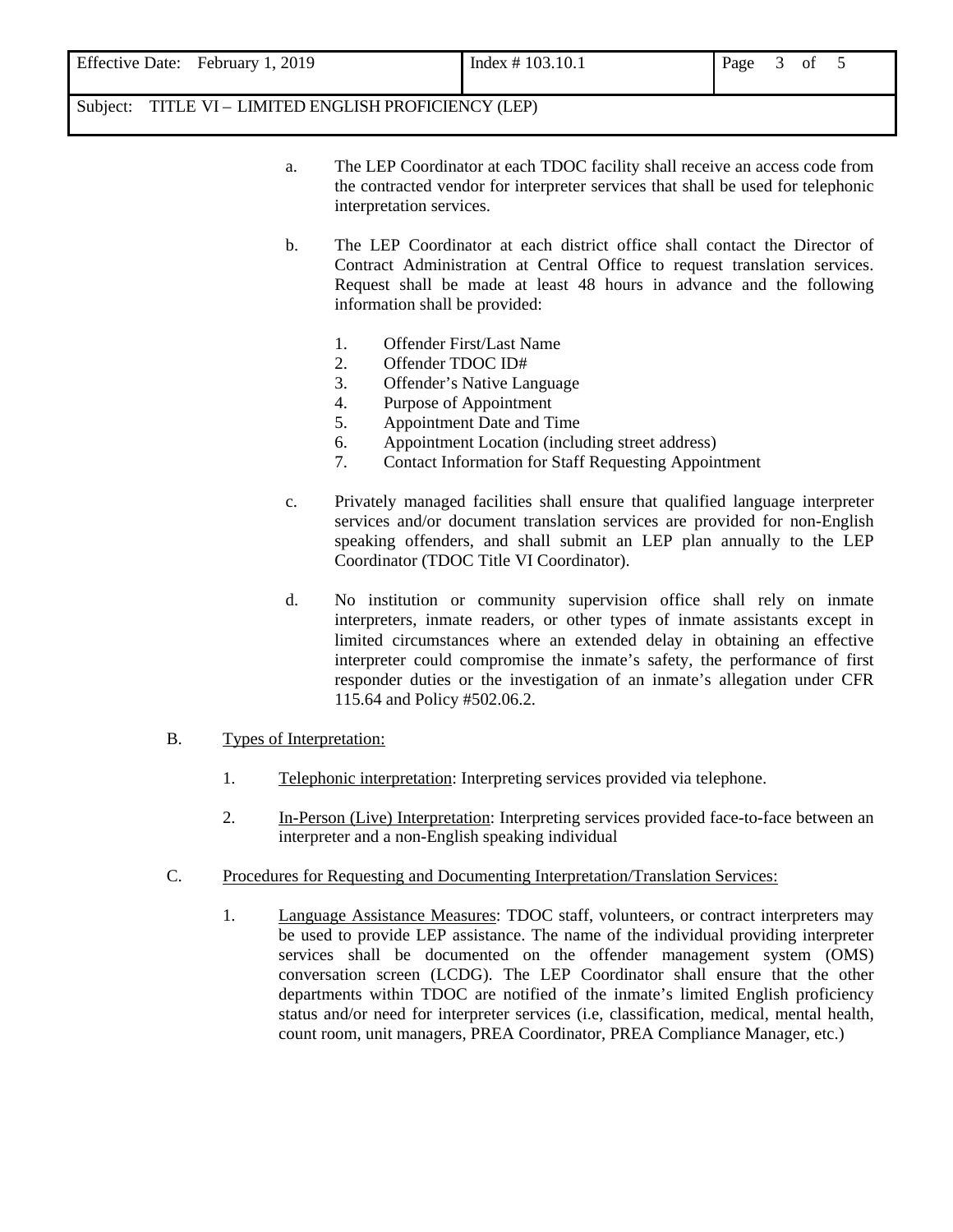a. The LEP Coordinator at each TDOC facility shall receive an access code from the contracted vendor for interpreter services that shall be used for telephonic interpretation services.

b. The LEP Coordinator at each district office shall contact the Director of Contract Administration at Central Office to request translation services. Request shall be made at least 48 hours in advance and the following information shall be provided:

   1. Offender First/Last Name
   2. Offender TDOC ID#
   3. Offender's Native Language
   4. Purpose of Appointment
   5. Appointment Date and Time
   6. Appointment Location (including street address)
   7. Contact Information for Staff Requesting Appointment

c. Privately managed facilities shall ensure that qualified language interpreter services and/or document translation services are provided for non-English speaking offenders, and shall submit an LEP plan annually to the LEP Coordinator (TDOC Title VI Coordinator).

d. No institution or community supervision office shall rely on inmate interpreters, inmate readers, or other types of inmate assistants except in limited circumstances where an extended delay in obtaining an effective interpreter could compromise the inmate's safety, the performance of first responder duties or the investigation of an inmate's allegation under CFR 115.64 and Policy #502.06.2.

B. Types of Interpretation:

   1. Telephonic interpretation: Interpreting services provided via telephone.

   2. In-Person (Live) Interpretation: Interpreting services provided face-to-face between an interpreter and a non-English speaking individual

C. Procedures for Requesting and Documenting Interpretation/Translation Services:

   1. Language Assistance Measures: TDOC staff, volunteers, or contract interpreters may be used to provide LEP assistance. The name of the individual providing interpreter services shall be documented on the offender management system (OMS) conversation screen (LCDG). The LEP Coordinator shall ensure that the other departments within TDOC are notified of the inmate's limited English proficiency status and/or need for interpreter services (i.e, classification, medical, mental health, count room, unit managers, PREA Coordinator, PREA Compliance Manager, etc.)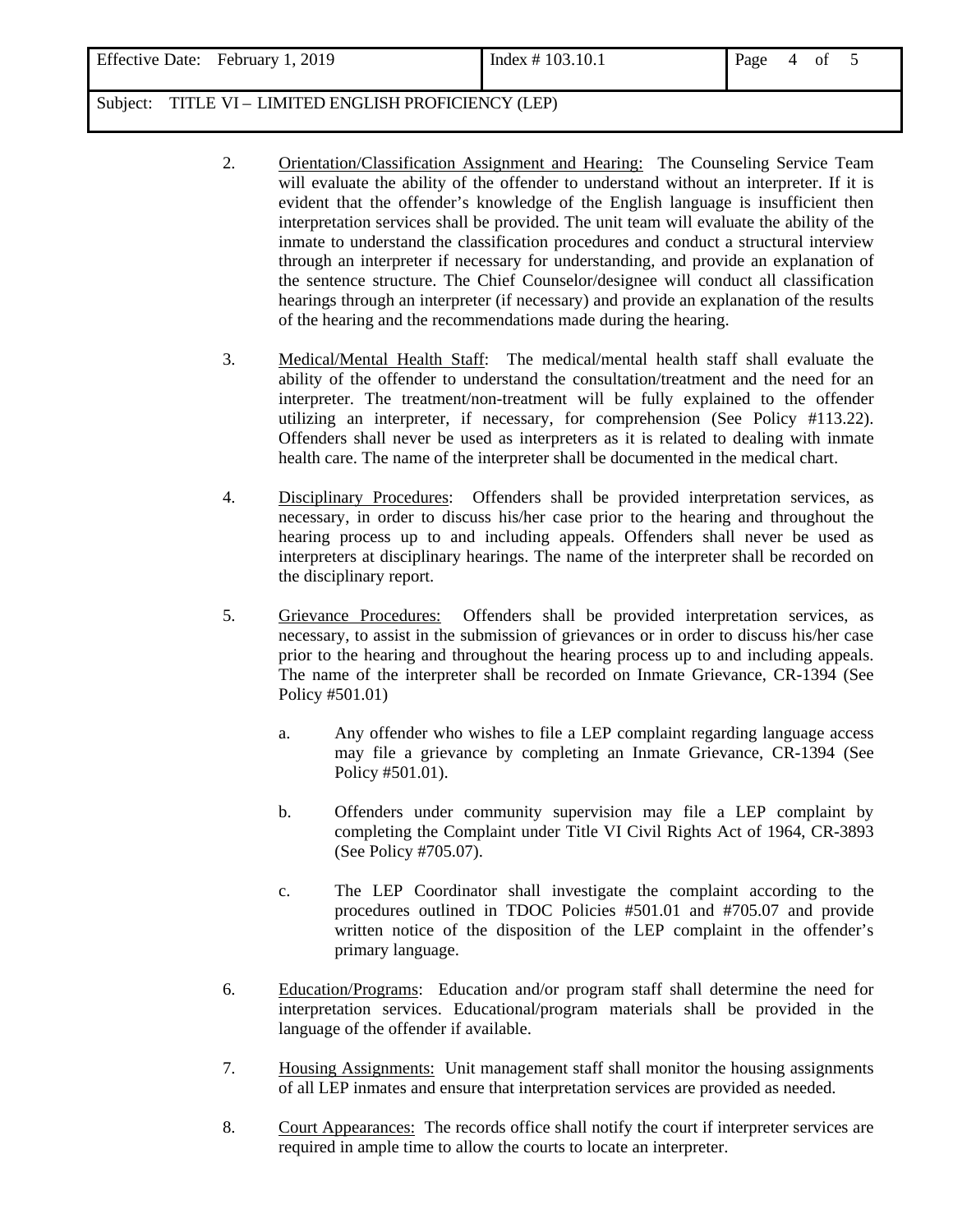2. Orientation/Classification Assignment and Hearing: The Counseling Service Team will evaluate the ability of the offender to understand without an interpreter. If it is evident that the offender's knowledge of the English language is insufficient then interpretation services shall be provided. The unit team will evaluate the ability of the inmate to understand the classification procedures and conduct a structural interview through an interpreter if necessary for understanding, and provide an explanation of the sentence structure. The Chief Counselor/designee will conduct all classification hearings through an interpreter (if necessary) and provide an explanation of the results of the hearing and the recommendations made during the hearing.

3. Medical/Mental Health Staff: The medical/mental health staff shall evaluate the ability of the offender to understand the consultation/treatment and the need for an interpreter. The treatment/non-treatment will be fully explained to the offender utilizing an interpreter, if necessary, for comprehension (See Policy #113.22). Offenders shall never be used as interpreters as it is related to dealing with inmate health care. The name of the interpreter shall be documented in the medical chart.

4. Disciplinary Procedures: Offenders shall be provided interpretation services, as necessary, in order to discuss his/her case prior to the hearing and throughout the hearing process up to and including appeals. Offenders shall never be used as interpreters at disciplinary hearings. The name of the interpreter shall be recorded on the disciplinary report.

5. Grievance Procedures: Offenders shall be provided interpretation services, as necessary, to assist in the submission of grievances or in order to discuss his/her case prior to the hearing and throughout the hearing process up to and including appeals. The name of the interpreter shall be recorded on Inmate Grievance, CR-1394 (See Policy #501.01)

   a. Any offender who wishes to file a LEP complaint regarding language access may file a grievance by completing an Inmate Grievance, CR-1394 (See Policy #501.01).

   b. Offenders under community supervision may file a LEP complaint by completing the Complaint under Title VI Civil Rights Act of 1964, CR-3893 (See Policy #705.07).

   c. The LEP Coordinator shall investigate the complaint according to the procedures outlined in TDOC Policies #501.01 and #705.07 and provide written notice of the disposition of the LEP complaint in the offender's primary language.

6. Education/Programs: Education and/or program staff shall determine the need for interpretation services. Educational/program materials shall be provided in the language of the offender if available.

7. Housing Assignments: Unit management staff shall monitor the housing assignments of all LEP inmates and ensure that interpretation services are provided as needed.

8. Court Appearances: The records office shall notify the court if interpreter services are required in ample time to allow the courts to locate an interpreter.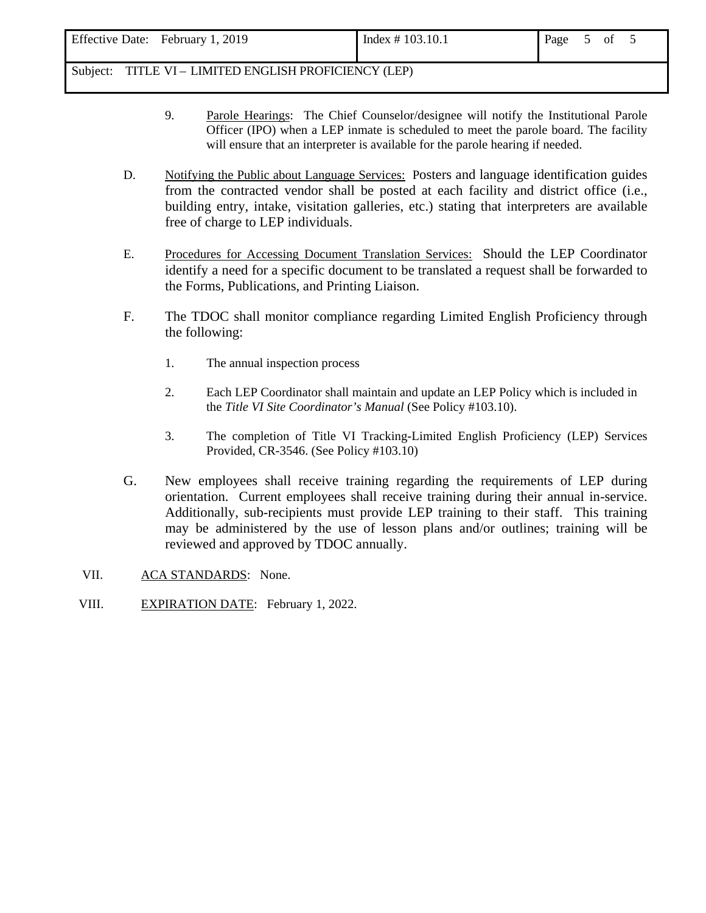9. <u>Parole Hearings</u>: The Chief Counselor/designee will notify the Institutional Parole Officer (IPO) when a LEP inmate is scheduled to meet the parole board. The facility will ensure that an interpreter is available for the parole hearing if needed.

D. <u>Notifying the Public about Language Services:</u> Posters and language identification guides from the contracted vendor shall be posted at each facility and district office (i.e., building entry, intake, visitation galleries, etc.) stating that interpreters are available free of charge to LEP individuals.

E. <u>Procedures for Accessing Document Translation Services:</u> Should the LEP Coordinator identify a need for a specific document to be translated a request shall be forwarded to the Forms, Publications, and Printing Liaison.

F. The TDOC shall monitor compliance regarding Limited English Proficiency through the following:

1. The annual inspection process

2. Each LEP Coordinator shall maintain and update an LEP Policy which is included in the *Title VI Site Coordinator's Manual* (See Policy #103.10).

3. The completion of Title VI Tracking-Limited English Proficiency (LEP) Services Provided, CR-3546. (See Policy #103.10)

G. New employees shall receive training regarding the requirements of LEP during orientation. Current employees shall receive training during their annual in-service. Additionally, sub-recipients must provide LEP training to their staff. This training may be administered by the use of lesson plans and/or outlines; training will be reviewed and approved by TDOC annually.

VII. <u>ACA STANDARDS</u>: None.

VIII. <u>EXPIRATION DATE</u>: February 1, 2022.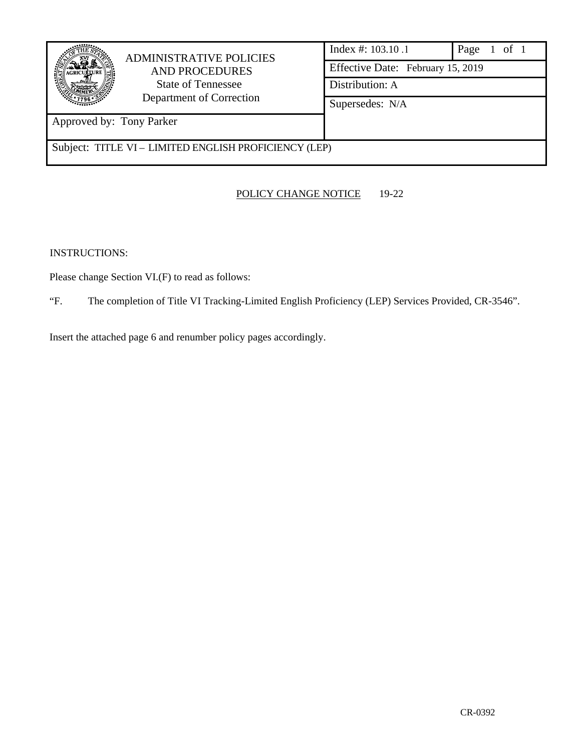| ADMINISTRATIVE POLICIES AND PROCEDURES<br>State of Tennessee<br>Department of Correction | Index #: 103.10 .1 | Page 1 of 1 |
|---|---|---|
| | Effective Date: February 15, 2019 | |
| | Distribution: A | |
| | Supersedes: N/A | |
| Approved by: Tony Parker | | |
| Subject: TITLE VI – LIMITED ENGLISH PROFICIENCY (LEP) | | |

POLICY CHANGE NOTICE 19-22

INSTRUCTIONS:

Please change Section VI.(F) to read as follows:

"F. The completion of Title VI Tracking-Limited English Proficiency (LEP) Services Provided, CR-3546".

Insert the attached page 6 and renumber policy pages accordingly.

CR-0392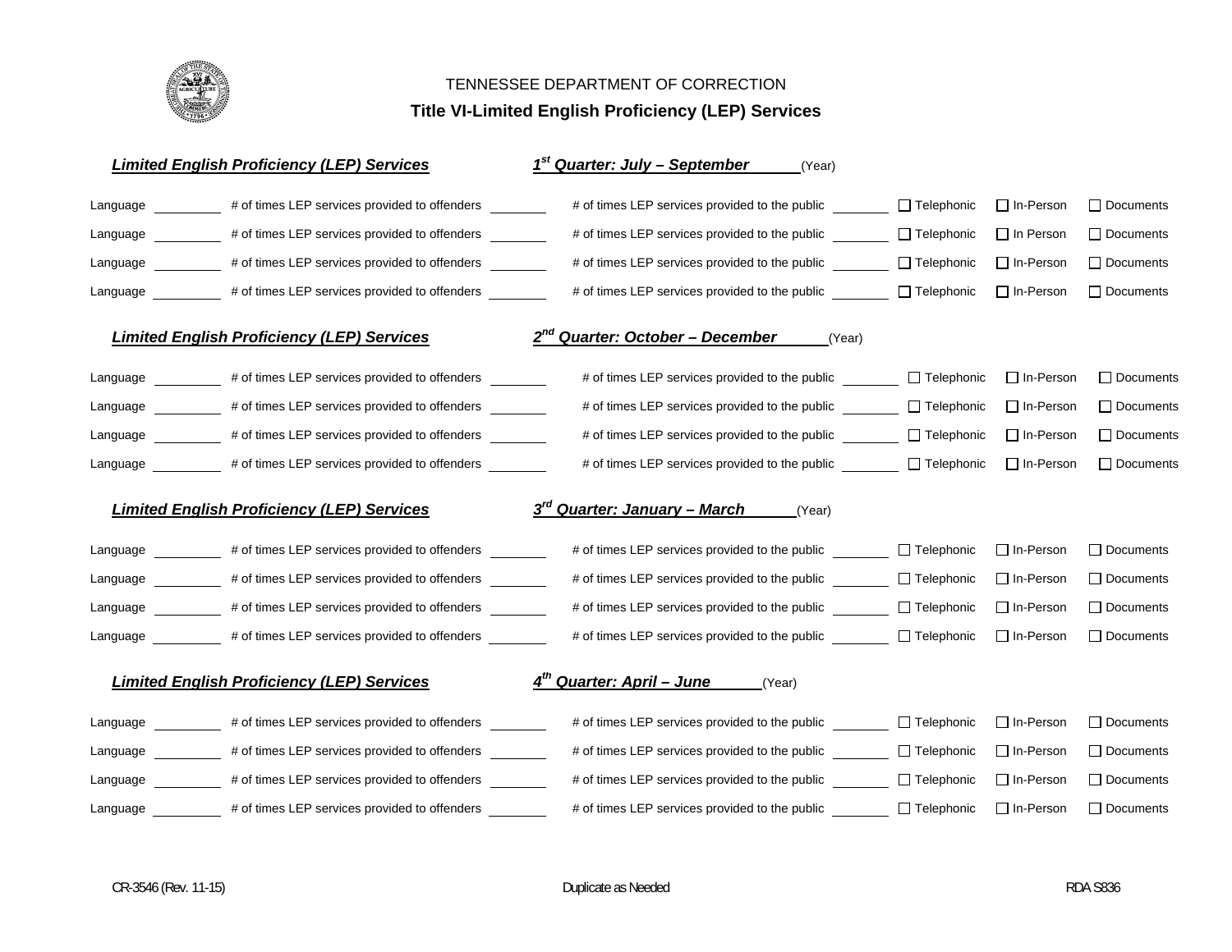TENNESSEE DEPARTMENT OF CORRECTION

# Title VI-Limited English Proficiency (LEP) Services

***Limited English Proficiency (LEP) Services*** ***1st Quarter: July – September*** ______ (Year)

Language ________ # of times LEP services provided to offenders ________ # of times LEP services provided to the public ________ ☐ Telephonic ☐ In-Person ☐ Documents

Language ________ # of times LEP services provided to offenders ________ # of times LEP services provided to the public ________ ☐ Telephonic ☐ In Person ☐ Documents

Language ________ # of times LEP services provided to offenders ________ # of times LEP services provided to the public ________ ☐ Telephonic ☐ In-Person ☐ Documents

Language ________ # of times LEP services provided to offenders ________ # of times LEP services provided to the public ________ ☐ Telephonic ☐ In-Person ☐ Documents

***Limited English Proficiency (LEP) Services*** ***2nd Quarter: October – December*** ______ (Year)

Language ________ # of times LEP services provided to offenders ________ # of times LEP services provided to the public ________ ☐ Telephonic ☐ In-Person ☐ Documents

Language ________ # of times LEP services provided to offenders ________ # of times LEP services provided to the public ________ ☐ Telephonic ☐ In-Person ☐ Documents

Language ________ # of times LEP services provided to offenders ________ # of times LEP services provided to the public ________ ☐ Telephonic ☐ In-Person ☐ Documents

Language ________ # of times LEP services provided to offenders ________ # of times LEP services provided to the public ________ ☐ Telephonic ☐ In-Person ☐ Documents

***Limited English Proficiency (LEP) Services*** ***3rd Quarter: January – March*** ______ (Year)

Language ________ # of times LEP services provided to offenders ________ # of times LEP services provided to the public ________ ☐ Telephonic ☐ In-Person ☐ Documents

Language ________ # of times LEP services provided to offenders ________ # of times LEP services provided to the public ________ ☐ Telephonic ☐ In-Person ☐ Documents

Language ________ # of times LEP services provided to offenders ________ # of times LEP services provided to the public ________ ☐ Telephonic ☐ In-Person ☐ Documents

Language ________ # of times LEP services provided to offenders ________ # of times LEP services provided to the public ________ ☐ Telephonic ☐ In-Person ☐ Documents

***Limited English Proficiency (LEP) Services*** ***4th Quarter: April – June*** ______ (Year)

Language ________ # of times LEP services provided to offenders ________ # of times LEP services provided to the public ________ ☐ Telephonic ☐ In-Person ☐ Documents

Language ________ # of times LEP services provided to offenders ________ # of times LEP services provided to the public ________ ☐ Telephonic ☐ In-Person ☐ Documents

Language ________ # of times LEP services provided to offenders ________ # of times LEP services provided to the public ________ ☐ Telephonic ☐ In-Person ☐ Documents

Language ________ # of times LEP services provided to offenders ________ # of times LEP services provided to the public ________ ☐ Telephonic ☐ In-Person ☐ Documents

CR-3546 (Rev. 11-15) Duplicate as Needed RDA S836